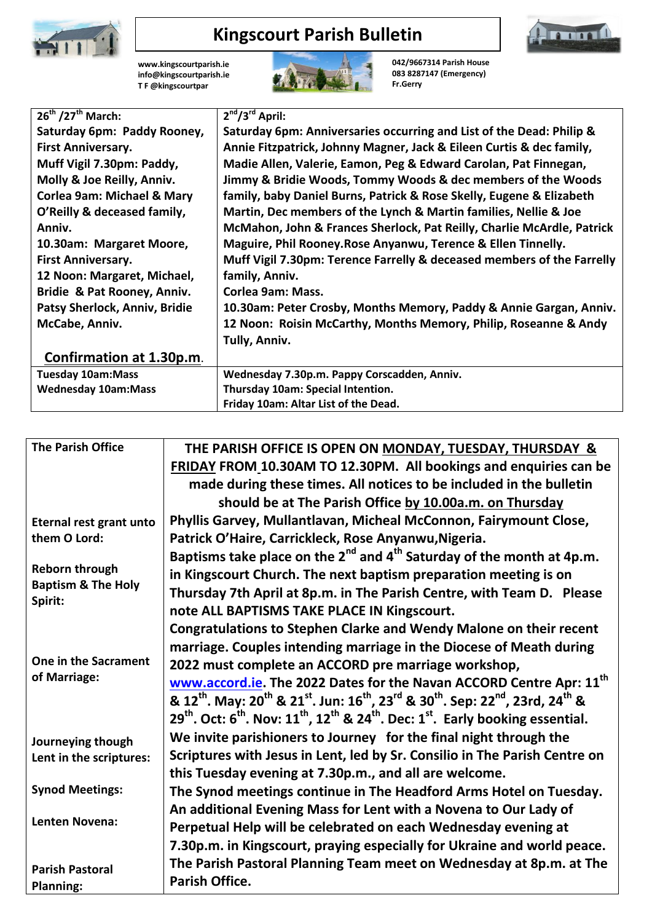# Kingscourt Parish Bulletin

www.kingscourtparish.ie
info@kingscourtparish.ie
T F @kingscourtpar

042/9667314 Parish House
083 8287147 (Emergency)
Fr.Gerry

| 26th /27th March: | 2nd/3rd April: |
|---|---|
| **Saturday 6pm: Paddy Rooney, First Anniversary.** **Muff Vigil 7.30pm: Paddy, Molly & Joe Reilly, Anniv.** **Corlea 9am: Michael & Mary O'Reilly & deceased family, Anniv.** **10.30am: Margaret Moore, First Anniversary.** **12 Noon: Margaret, Michael, Bridie & Pat Rooney, Anniv. Patsy Sherlock, Anniv, Bridie McCabe, Anniv.** **Confirmation at 1.30p.m.** | **Saturday 6pm: Anniversaries occurring and List of the Dead: Philip & Annie Fitzpatrick, Johnny Magner, Jack & Eileen Curtis & dec family, Madie Allen, Valerie, Eamon, Peg & Edward Carolan, Pat Finnegan, Jimmy & Bridie Woods, Tommy Woods & dec members of the Woods family, baby Daniel Burns, Patrick & Rose Skelly, Eugene & Elizabeth Martin, Dec members of the Lynch & Martin families, Nellie & Joe McMahon, John & Frances Sherlock, Pat Reilly, Charlie McArdle, Patrick Maguire, Phil Rooney.Rose Anyanwu, Terence & Ellen Tinnelly.** **Muff Vigil 7.30pm: Terence Farrelly & deceased members of the Farrelly family, Anniv.** **Corlea 9am: Mass.** **10.30am: Peter Crosby, Months Memory, Paddy & Annie Gargan, Anniv.** **12 Noon: Roisin McCarthy, Months Memory, Philip, Roseanne & Andy Tully, Anniv.** |
| **Tuesday 10am:Mass** **Wednesday 10am:Mass** | **Wednesday 7.30p.m. Pappy Corscadden, Anniv.** **Thursday 10am: Special Intention.** **Friday 10am: Altar List of the Dead.** |

| The Parish Office | THE PARISH OFFICE IS OPEN ON MONDAY, TUESDAY, THURSDAY & FRIDAY FROM 10.30AM TO 12.30PM. All bookings and enquiries can be made during these times. All notices to be included in the bulletin should be at The Parish Office by 10.00a.m. on Thursday |
|---|---|
| Eternal rest grant unto them O Lord: | Phyllis Garvey, Mullantlavan, Micheal McConnon, Fairymount Close, Patrick O'Haire, Carrickleck, Rose Anyanwu,Nigeria. |
| Reborn through Baptism & The Holy Spirit: | Baptisms take place on the 2nd and 4th Saturday of the month at 4p.m. in Kingscourt Church. The next baptism preparation meeting is on Thursday 7th April at 8p.m. in The Parish Centre, with Team D. Please note ALL BAPTISMS TAKE PLACE IN Kingscourt. |
| One in the Sacrament of Marriage: | Congratulations to Stephen Clarke and Wendy Malone on their recent marriage. Couples intending marriage in the Diocese of Meath during 2022 must complete an ACCORD pre marriage workshop, www.accord.ie. The 2022 Dates for the Navan ACCORD Centre Apr: 11th & 12th. May: 20th & 21st. Jun: 16th, 23rd & 30th. Sep: 22nd, 23rd, 24th & 29th. Oct: 6th. Nov: 11th, 12th & 24th. Dec: 1st. Early booking essential. |
| Journeying though Lent in the scriptures: | We invite parishioners to Journey for the final night through the Scriptures with Jesus in Lent, led by Sr. Consilio in The Parish Centre on this Tuesday evening at 7.30p.m., and all are welcome. |
| Synod Meetings: | The Synod meetings continue in The Headford Arms Hotel on Tuesday. |
| Lenten Novena: | An additional Evening Mass for Lent with a Novena to Our Lady of Perpetual Help will be celebrated on each Wednesday evening at 7.30p.m. in Kingscourt, praying especially for Ukraine and world peace. |
| Parish Pastoral Planning: | The Parish Pastoral Planning Team meet on Wednesday at 8p.m. at The Parish Office. |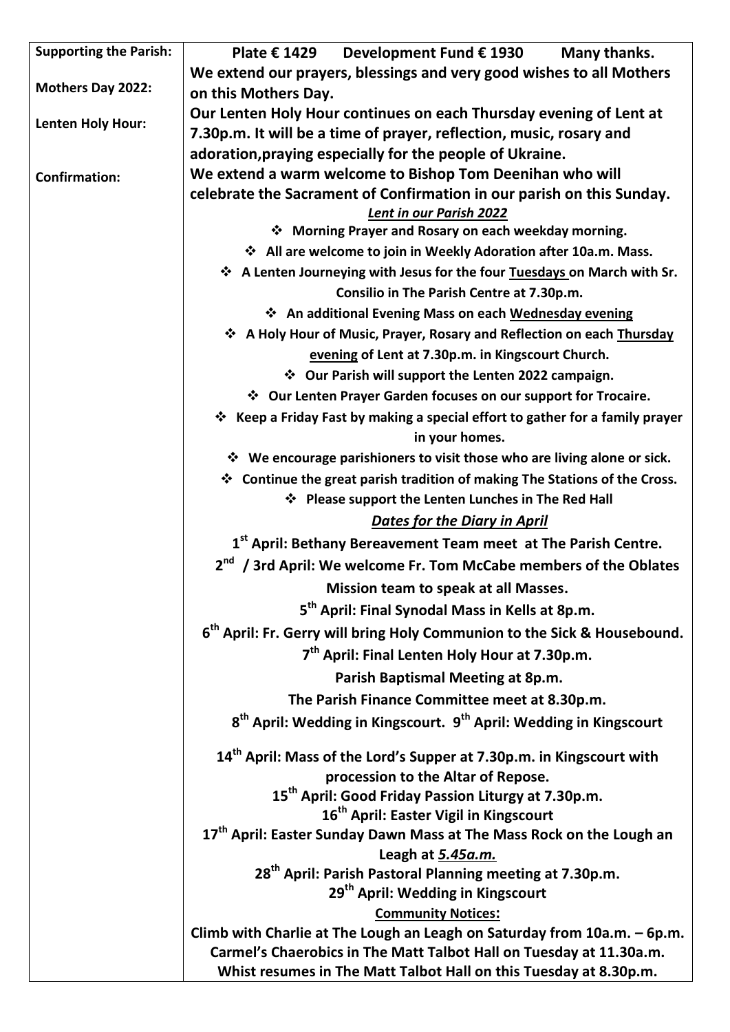| | |
|---|---|
| **Supporting the Parish:** | **Plate € 1429 Development Fund € 1930 Many thanks.** |
| **Mothers Day 2022:** | **We extend our prayers, blessings and very good wishes to all Mothers on this Mothers Day.** |
| **Lenten Holy Hour:** | **Our Lenten Holy Hour continues on each Thursday evening of Lent at 7.30p.m. It will be a time of prayer, reflection, music, rosary and adoration,praying especially for the people of Ukraine.** |
| **Confirmation:** | **We extend a warm welcome to Bishop Tom Deenihan who will celebrate the Sacrament of Confirmation in our parish on this Sunday.** |

***Lent in our Parish 2022***

- **Morning Prayer and Rosary on each weekday morning.**
- **All are welcome to join in Weekly Adoration after 10a.m. Mass.**
- **A Lenten Journeying with Jesus for the four Tuesdays on March with Sr. Consilio in The Parish Centre at 7.30p.m.**
- **An additional Evening Mass on each Wednesday evening**
- **A Holy Hour of Music, Prayer, Rosary and Reflection on each Thursday evening of Lent at 7.30p.m. in Kingscourt Church.**
- **Our Parish will support the Lenten 2022 campaign.**
- **Our Lenten Prayer Garden focuses on our support for Trocaire.**
- **Keep a Friday Fast by making a special effort to gather for a family prayer in your homes.**
- **We encourage parishioners to visit those who are living alone or sick.**
- **Continue the great parish tradition of making The Stations of the Cross.**
- **Please support the Lenten Lunches in The Red Hall**

***Dates for the Diary in April***

**1st April: Bethany Bereavement Team meet at The Parish Centre.**

**2nd / 3rd April: We welcome Fr. Tom McCabe members of the Oblates Mission team to speak at all Masses.**

**5th April: Final Synodal Mass in Kells at 8p.m.**

**6th April: Fr. Gerry will bring Holy Communion to the Sick & Housebound.**

**7th April: Final Lenten Holy Hour at 7.30p.m.**

**Parish Baptismal Meeting at 8p.m.**

**The Parish Finance Committee meet at 8.30p.m.**

**8th April: Wedding in Kingscourt. 9th April: Wedding in Kingscourt**

**14th April: Mass of the Lord's Supper at 7.30p.m. in Kingscourt with procession to the Altar of Repose.**

**15th April: Good Friday Passion Liturgy at 7.30p.m.**

**16th April: Easter Vigil in Kingscourt**

**17th April: Easter Sunday Dawn Mass at The Mass Rock on the Lough an Leagh at *5.45a.m.***

**28th April: Parish Pastoral Planning meeting at 7.30p.m.**

**29th April: Wedding in Kingscourt**

**Community Notices:**

**Climb with Charlie at The Lough an Leagh on Saturday from 10a.m. – 6p.m.**

**Carmel's Chaerobics in The Matt Talbot Hall on Tuesday at 11.30a.m.**

**Whist resumes in The Matt Talbot Hall on this Tuesday at 8.30p.m.**